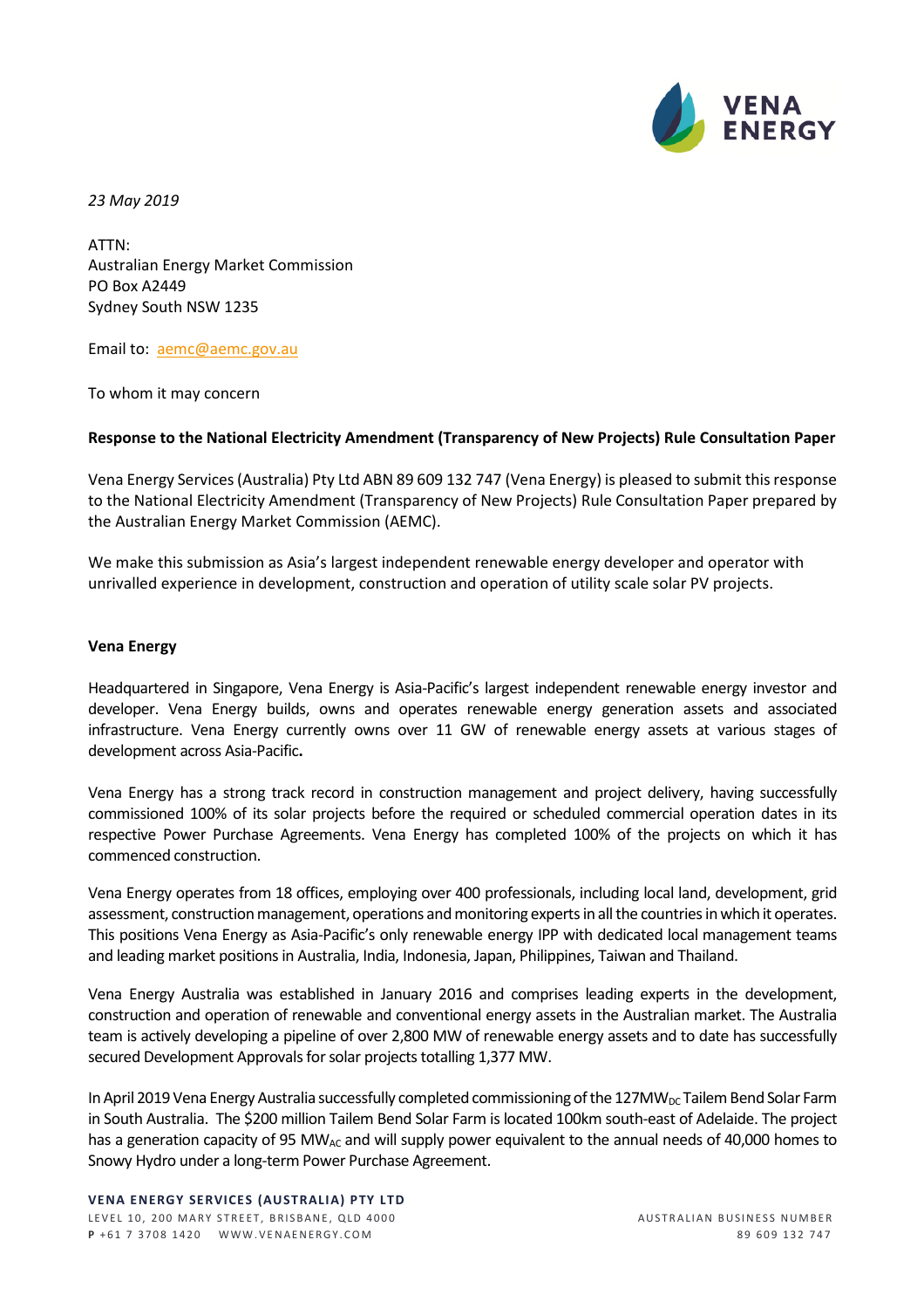*23 May 2019*

ATTN:
Australian Energy Market Commission
PO Box A2449
Sydney South NSW 1235

Email to: aemc@aemc.gov.au

To whom it may concern

**Response to the National Electricity Amendment (Transparency of New Projects) Rule Consultation Paper**

Vena Energy Services (Australia) Pty Ltd ABN 89 609 132 747 (Vena Energy) is pleased to submit this response to the National Electricity Amendment (Transparency of New Projects) Rule Consultation Paper prepared by the Australian Energy Market Commission (AEMC).

We make this submission as Asia's largest independent renewable energy developer and operator with unrivalled experience in development, construction and operation of utility scale solar PV projects.

**Vena Energy**

Headquartered in Singapore, Vena Energy is Asia-Pacific's largest independent renewable energy investor and developer. Vena Energy builds, owns and operates renewable energy generation assets and associated infrastructure. Vena Energy currently owns over 11 GW of renewable energy assets at various stages of development across Asia-Pacific**.**

Vena Energy has a strong track record in construction management and project delivery, having successfully commissioned 100% of its solar projects before the required or scheduled commercial operation dates in its respective Power Purchase Agreements. Vena Energy has completed 100% of the projects on which it has commenced construction.

Vena Energy operates from 18 offices, employing over 400 professionals, including local land, development, grid assessment, construction management, operations and monitoring experts in all the countries in which it operates. This positions Vena Energy as Asia-Pacific's only renewable energy IPP with dedicated local management teams and leading market positions in Australia, India, Indonesia, Japan, Philippines, Taiwan and Thailand.

Vena Energy Australia was established in January 2016 and comprises leading experts in the development, construction and operation of renewable and conventional energy assets in the Australian market. The Australia team is actively developing a pipeline of over 2,800 MW of renewable energy assets and to date has successfully secured Development Approvals for solar projects totalling 1,377 MW.

In April 2019 Vena Energy Australia successfully completed commissioning of the 127$MW_{DC}$ Tailem Bend Solar Farm in South Australia. The $200 million Tailem Bend Solar Farm is located 100km south-east of Adelaide. The project has a generation capacity of 95 $MW_{AC}$ and will supply power equivalent to the annual needs of 40,000 homes to Snowy Hydro under a long-term Power Purchase Agreement.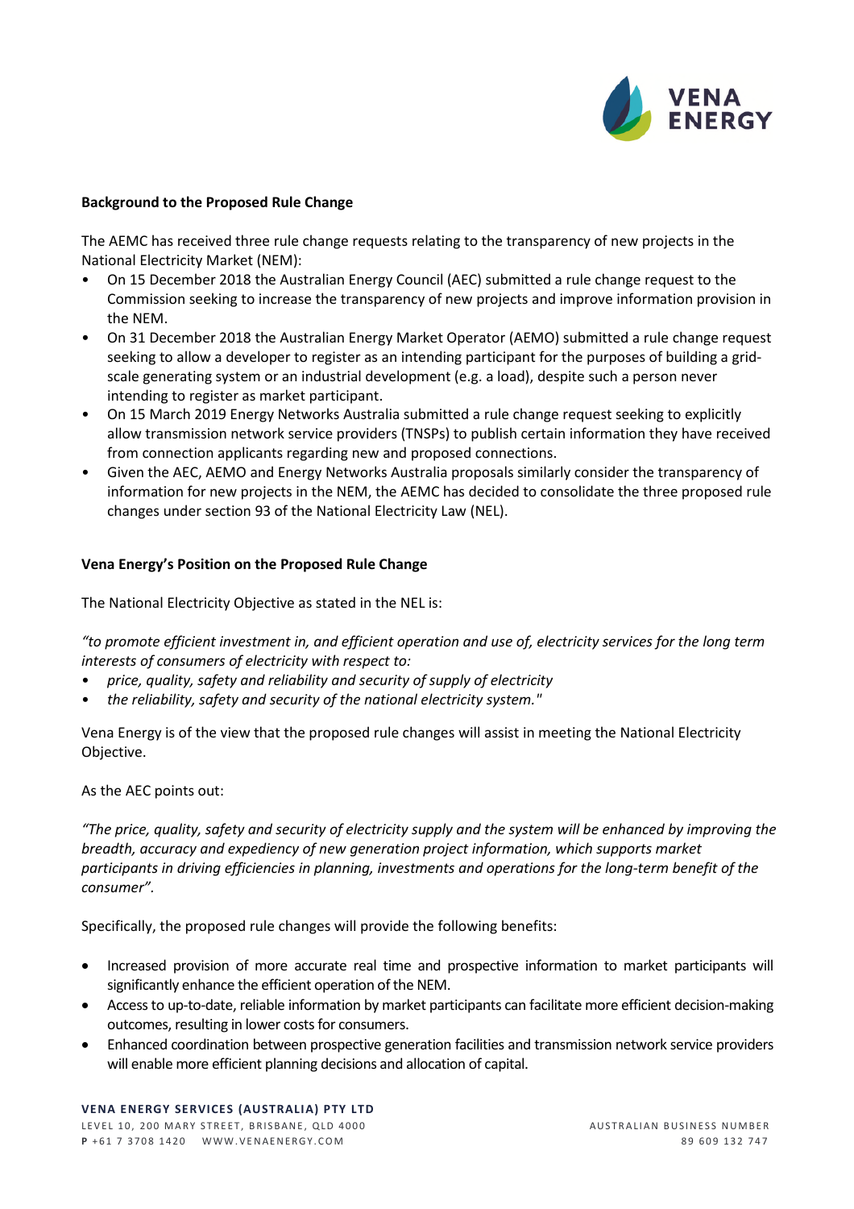**Background to the Proposed Rule Change**

The AEMC has received three rule change requests relating to the transparency of new projects in the National Electricity Market (NEM):

- On 15 December 2018 the Australian Energy Council (AEC) submitted a rule change request to the Commission seeking to increase the transparency of new projects and improve information provision in the NEM.
- On 31 December 2018 the Australian Energy Market Operator (AEMO) submitted a rule change request seeking to allow a developer to register as an intending participant for the purposes of building a grid-scale generating system or an industrial development (e.g. a load), despite such a person never intending to register as market participant.
- On 15 March 2019 Energy Networks Australia submitted a rule change request seeking to explicitly allow transmission network service providers (TNSPs) to publish certain information they have received from connection applicants regarding new and proposed connections.
- Given the AEC, AEMO and Energy Networks Australia proposals similarly consider the transparency of information for new projects in the NEM, the AEMC has decided to consolidate the three proposed rule changes under section 93 of the National Electricity Law (NEL).

**Vena Energy's Position on the Proposed Rule Change**

The National Electricity Objective as stated in the NEL is:

*"to promote efficient investment in, and efficient operation and use of, electricity services for the long term interests of consumers of electricity with respect to:*

- *price, quality, safety and reliability and security of supply of electricity*
- *the reliability, safety and security of the national electricity system."*

Vena Energy is of the view that the proposed rule changes will assist in meeting the National Electricity Objective.

As the AEC points out:

*"The price, quality, safety and security of electricity supply and the system will be enhanced by improving the breadth, accuracy and expediency of new generation project information, which supports market participants in driving efficiencies in planning, investments and operations for the long-term benefit of the consumer".*

Specifically, the proposed rule changes will provide the following benefits:

- Increased provision of more accurate real time and prospective information to market participants will significantly enhance the efficient operation of the NEM.
- Access to up-to-date, reliable information by market participants can facilitate more efficient decision-making outcomes, resulting in lower costs for consumers.
- Enhanced coordination between prospective generation facilities and transmission network service providers will enable more efficient planning decisions and allocation of capital.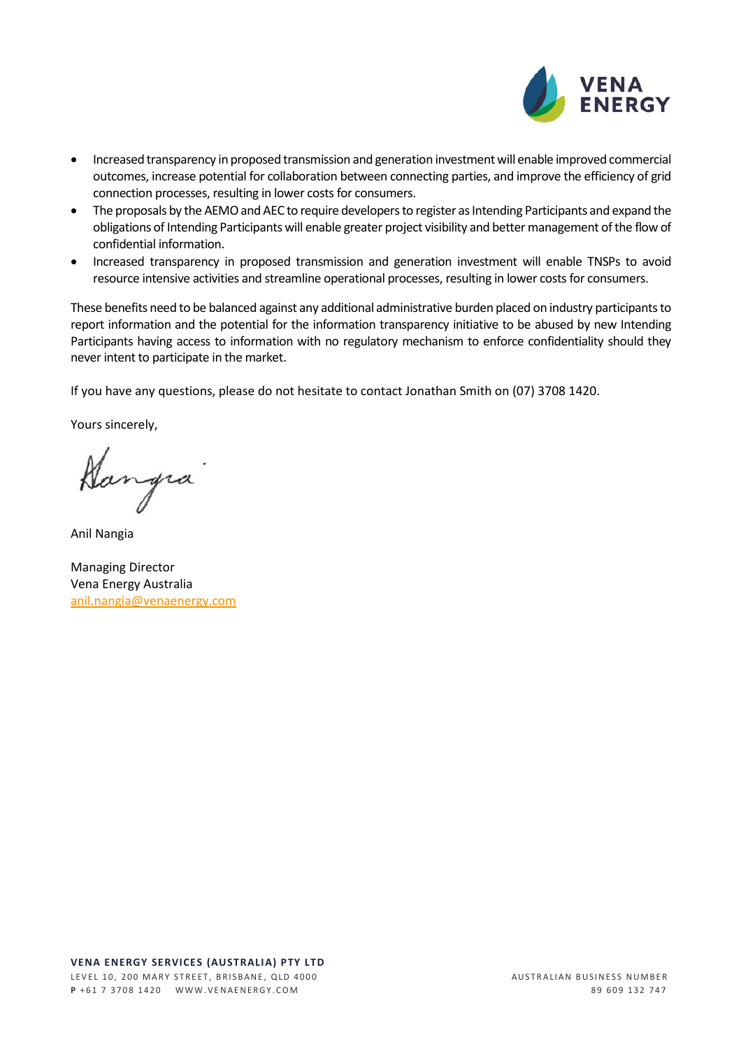- Increased transparency in proposed transmission and generation investment will enable improved commercial outcomes, increase potential for collaboration between connecting parties, and improve the efficiency of grid connection processes, resulting in lower costs for consumers.
- The proposals by the AEMO and AEC to require developers to register as Intending Participants and expand the obligations of Intending Participants will enable greater project visibility and better management of the flow of confidential information.
- Increased transparency in proposed transmission and generation investment will enable TNSPs to avoid resource intensive activities and streamline operational processes, resulting in lower costs for consumers.

These benefits need to be balanced against any additional administrative burden placed on industry participants to report information and the potential for the information transparency initiative to be abused by new Intending Participants having access to information with no regulatory mechanism to enforce confidentiality should they never intent to participate in the market.

If you have any questions, please do not hesitate to contact Jonathan Smith on (07) 3708 1420.

Yours sincerely,

Anil Nangia

Managing Director
Vena Energy Australia
anil.nangia@venaenergy.com

**VENA ENERGY SERVICES (AUSTRALIA) PTY LTD**
LEVEL 10, 200 MARY STREET, BRISBANE, QLD 4000
**P** +61 7 3708 1420 WWW.VENAENERGY.COM

AUSTRALIAN BUSINESS NUMBER
89 609 132 747